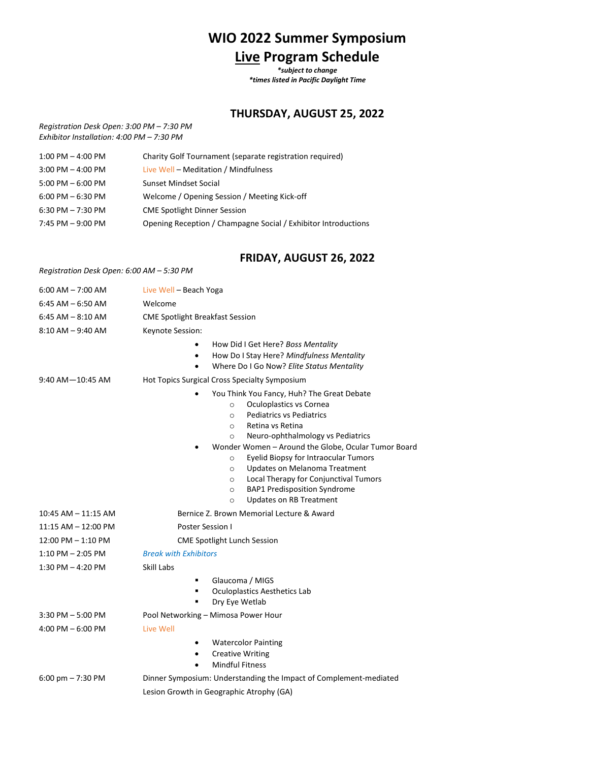# WIO 2022 Summer Symposium

# Live Program Schedule

***subject to change***

***times listed in Pacific Daylight Time***

## THURSDAY, AUGUST 25, 2022

*Registration Desk Open: 3:00 PM – 7:30 PM*
*Exhibitor Installation: 4:00 PM – 7:30 PM*

| | |
|---|---|
| 1:00 PM – 4:00 PM | Charity Golf Tournament (separate registration required) |
| 3:00 PM – 4:00 PM | Live Well – Meditation / Mindfulness |
| 5:00 PM – 6:00 PM | Sunset Mindset Social |
| 6:00 PM – 6:30 PM | Welcome / Opening Session / Meeting Kick-off |
| 6:30 PM – 7:30 PM | CME Spotlight Dinner Session |
| 7:45 PM – 9:00 PM | Opening Reception / Champagne Social / Exhibitor Introductions |

## FRIDAY, AUGUST 26, 2022

*Registration Desk Open: 6:00 AM – 5:30 PM*

6:00 AM – 7:00 AM — Live Well – Beach Yoga

6:45 AM – 6:50 AM — Welcome

6:45 AM – 8:10 AM — CME Spotlight Breakfast Session

8:10 AM – 9:40 AM — Keynote Session:

- How Did I Get Here? *Boss Mentality*
- How Do I Stay Here? *Mindfulness Mentality*
- Where Do I Go Now? *Elite Status Mentality*

9:40 AM—10:45 AM — Hot Topics Surgical Cross Specialty Symposium

- You Think You Fancy, Huh? The Great Debate
  - Oculoplastics vs Cornea
  - Pediatrics vs Pediatrics
  - Retina vs Retina
  - Neuro-ophthalmology vs Pediatrics
- Wonder Women – Around the Globe, Ocular Tumor Board
  - Eyelid Biopsy for Intraocular Tumors
  - Updates on Melanoma Treatment
  - Local Therapy for Conjunctival Tumors
  - BAP1 Predisposition Syndrome
  - Updates on RB Treatment

10:45 AM – 11:15 AM — Bernice Z. Brown Memorial Lecture & Award

11:15 AM – 12:00 PM — Poster Session I

12:00 PM – 1:10 PM — CME Spotlight Lunch Session

1:10 PM – 2:05 PM — *Break with Exhibitors*

1:30 PM – 4:20 PM — Skill Labs

- Glaucoma / MIGS
- Oculoplastics Aesthetics Lab
- Dry Eye Wetlab

3:30 PM – 5:00 PM — Pool Networking – Mimosa Power Hour

4:00 PM – 6:00 PM — Live Well

- Watercolor Painting
- Creative Writing
- Mindful Fitness

6:00 pm – 7:30 PM — Dinner Symposium: Understanding the Impact of Complement-mediated Lesion Growth in Geographic Atrophy (GA)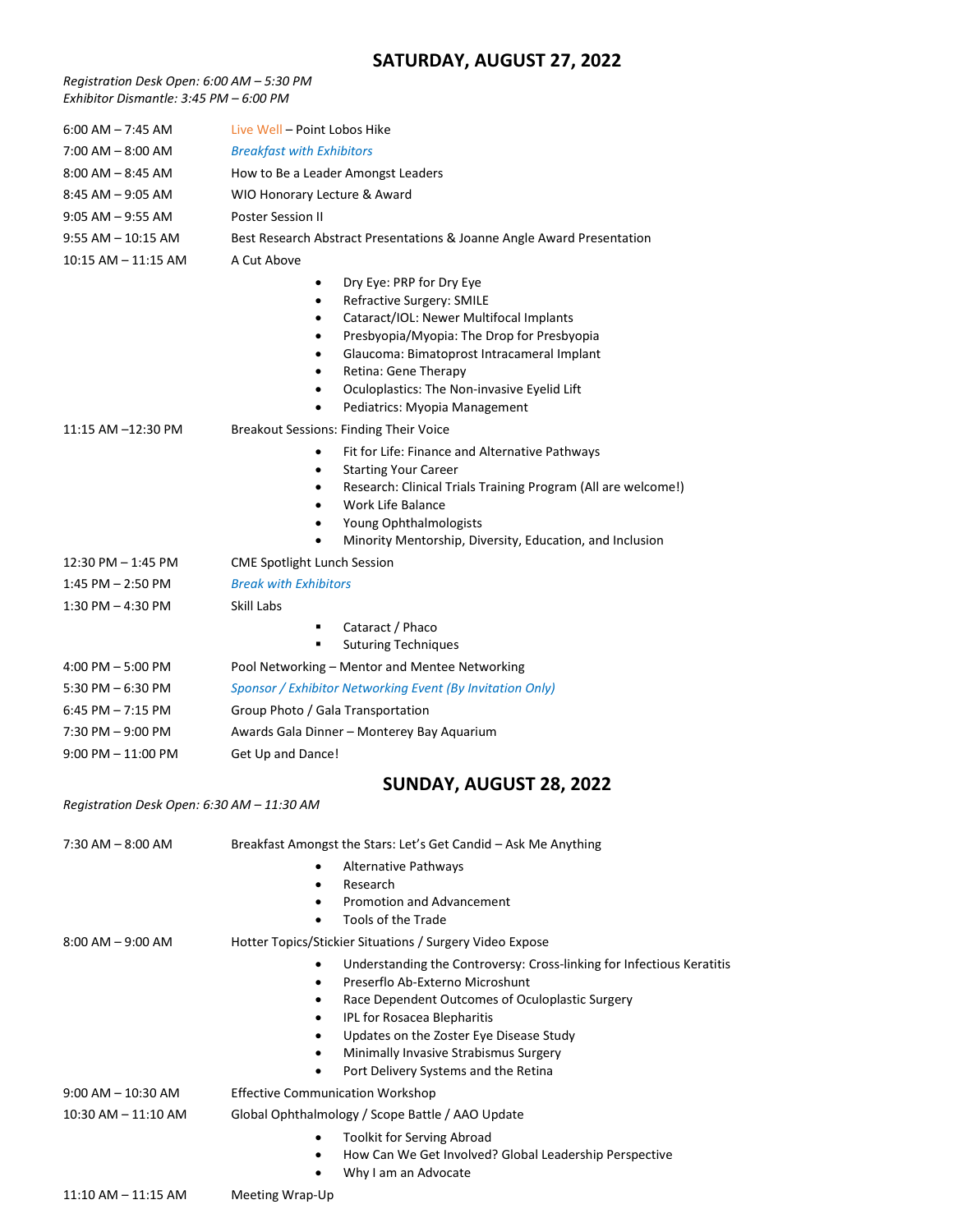# SATURDAY, AUGUST 27, 2022

*Registration Desk Open: 6:00 AM – 5:30 PM*
*Exhibitor Dismantle: 3:45 PM – 6:00 PM*

| | |
|---|---|
| 6:00 AM – 7:45 AM | Live Well – Point Lobos Hike |
| 7:00 AM – 8:00 AM | *Breakfast with Exhibitors* |
| 8:00 AM – 8:45 AM | How to Be a Leader Amongst Leaders |
| 8:45 AM – 9:05 AM | WIO Honorary Lecture & Award |
| 9:05 AM – 9:55 AM | Poster Session II |
| 9:55 AM – 10:15 AM | Best Research Abstract Presentations & Joanne Angle Award Presentation |
| 10:15 AM – 11:15 AM | A Cut Above<br>• Dry Eye: PRP for Dry Eye<br>• Refractive Surgery: SMILE<br>• Cataract/IOL: Newer Multifocal Implants<br>• Presbyopia/Myopia: The Drop for Presbyopia<br>• Glaucoma: Bimatoprost Intracameral Implant<br>• Retina: Gene Therapy<br>• Oculoplastics: The Non-invasive Eyelid Lift<br>• Pediatrics: Myopia Management |
| 11:15 AM –12:30 PM | Breakout Sessions: Finding Their Voice<br>• Fit for Life: Finance and Alternative Pathways<br>• Starting Your Career<br>• Research: Clinical Trials Training Program (All are welcome!)<br>• Work Life Balance<br>• Young Ophthalmologists<br>• Minority Mentorship, Diversity, Education, and Inclusion |
| 12:30 PM – 1:45 PM | CME Spotlight Lunch Session |
| 1:45 PM – 2:50 PM | *Break with Exhibitors* |
| 1:30 PM – 4:30 PM | Skill Labs<br>▪ Cataract / Phaco<br>▪ Suturing Techniques |
| 4:00 PM – 5:00 PM | Pool Networking – Mentor and Mentee Networking |
| 5:30 PM – 6:30 PM | *Sponsor / Exhibitor Networking Event (By Invitation Only)* |
| 6:45 PM – 7:15 PM | Group Photo / Gala Transportation |
| 7:30 PM – 9:00 PM | Awards Gala Dinner – Monterey Bay Aquarium |
| 9:00 PM – 11:00 PM | Get Up and Dance! |

# SUNDAY, AUGUST 28, 2022

*Registration Desk Open: 6:30 AM – 11:30 AM*

| | |
|---|---|
| 7:30 AM – 8:00 AM | Breakfast Amongst the Stars: Let's Get Candid – Ask Me Anything<br>• Alternative Pathways<br>• Research<br>• Promotion and Advancement<br>• Tools of the Trade |
| 8:00 AM – 9:00 AM | Hotter Topics/Stickier Situations / Surgery Video Expose<br>• Understanding the Controversy: Cross-linking for Infectious Keratitis<br>• Preserflo Ab-Externo Microshunt<br>• Race Dependent Outcomes of Oculoplastic Surgery<br>• IPL for Rosacea Blepharitis<br>• Updates on the Zoster Eye Disease Study<br>• Minimally Invasive Strabismus Surgery<br>• Port Delivery Systems and the Retina |
| 9:00 AM – 10:30 AM | Effective Communication Workshop |
| 10:30 AM – 11:10 AM | Global Ophthalmology / Scope Battle / AAO Update<br>• Toolkit for Serving Abroad<br>• How Can We Get Involved? Global Leadership Perspective<br>• Why I am an Advocate |
| 11:10 AM – 11:15 AM | Meeting Wrap-Up |